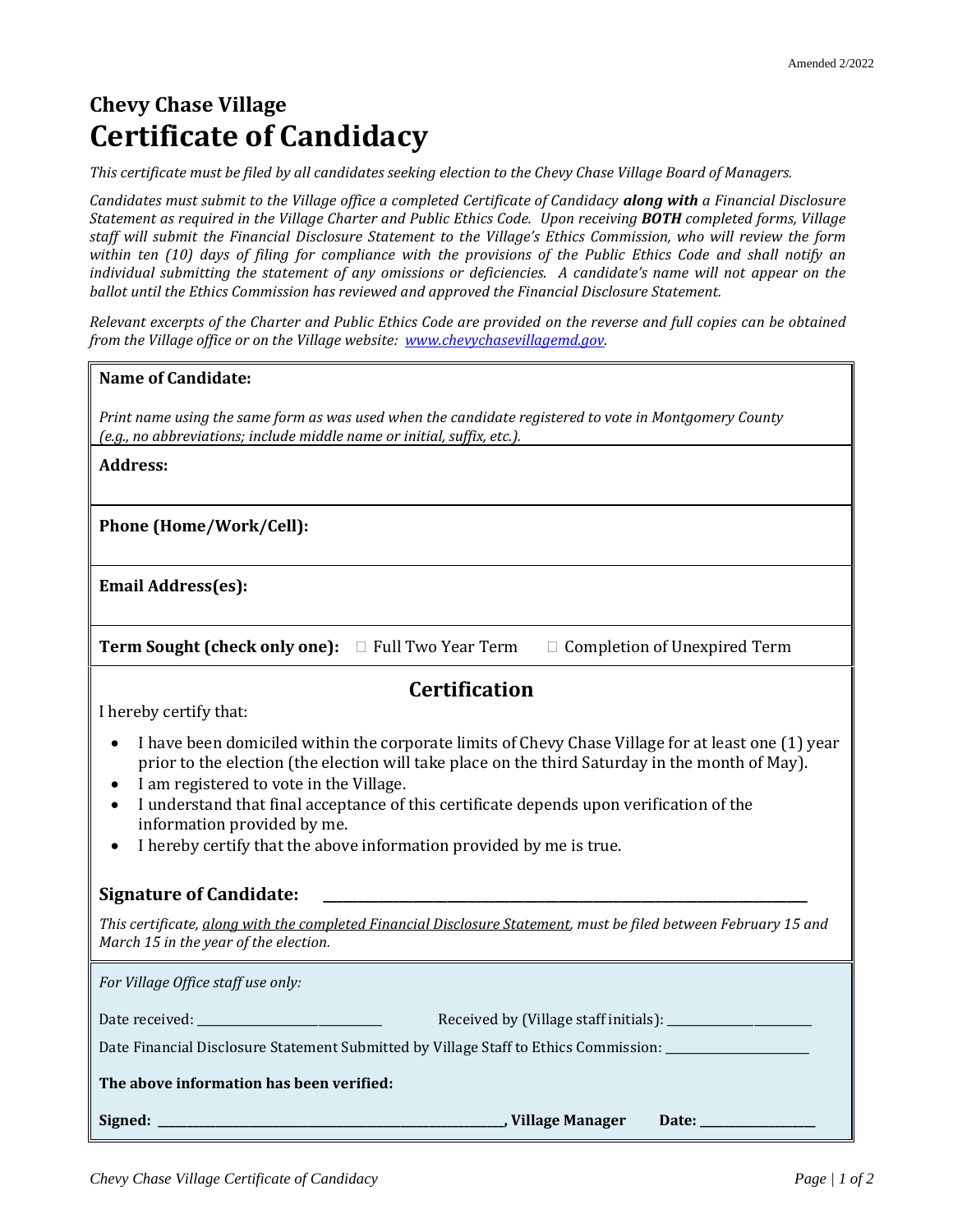Amended 2/2022

# Chevy Chase Village
# Certificate of Candidacy

*This certificate must be filed by all candidates seeking election to the Chevy Chase Village Board of Managers.*

*Candidates must submit to the Village office a completed Certificate of Candidacy* ***along with*** *a Financial Disclosure Statement as required in the Village Charter and Public Ethics Code. Upon receiving* ***BOTH*** *completed forms, Village staff will submit the Financial Disclosure Statement to the Village's Ethics Commission, who will review the form within ten (10) days of filing for compliance with the provisions of the Public Ethics Code and shall notify an individual submitting the statement of any omissions or deficiencies. A candidate's name will not appear on the ballot until the Ethics Commission has reviewed and approved the Financial Disclosure Statement.*

*Relevant excerpts of the Charter and Public Ethics Code are provided on the reverse and full copies can be obtained from the Village office or on the Village website: [www.chevychasevillagemd.gov](http://www.chevychasevillagemd.gov).*

**Name of Candidate:**

*Print name using the same form as was used when the candidate registered to vote in Montgomery County (e.g., no abbreviations; include middle name or initial, suffix, etc.).*

**Address:**

**Phone (Home/Work/Cell):**

**Email Address(es):**

**Term Sought (check only one):** ☐ Full Two Year Term ☐ Completion of Unexpired Term

## Certification

I hereby certify that:

- I have been domiciled within the corporate limits of Chevy Chase Village for at least one (1) year prior to the election (the election will take place on the third Saturday in the month of May).
- I am registered to vote in the Village.
- I understand that final acceptance of this certificate depends upon verification of the information provided by me.
- I hereby certify that the above information provided by me is true.

**Signature of Candidate:** ______________________________

*This certificate, along with the completed Financial Disclosure Statement, must be filed between February 15 and March 15 in the year of the election.*

*For Village Office staff use only:*

Date received: ____________________ Received by (Village staff initials): ____________________

Date Financial Disclosure Statement Submitted by Village Staff to Ethics Commission: ____________________

**The above information has been verified:**

**Signed:** ______________________________**, Village Manager** **Date:** ______________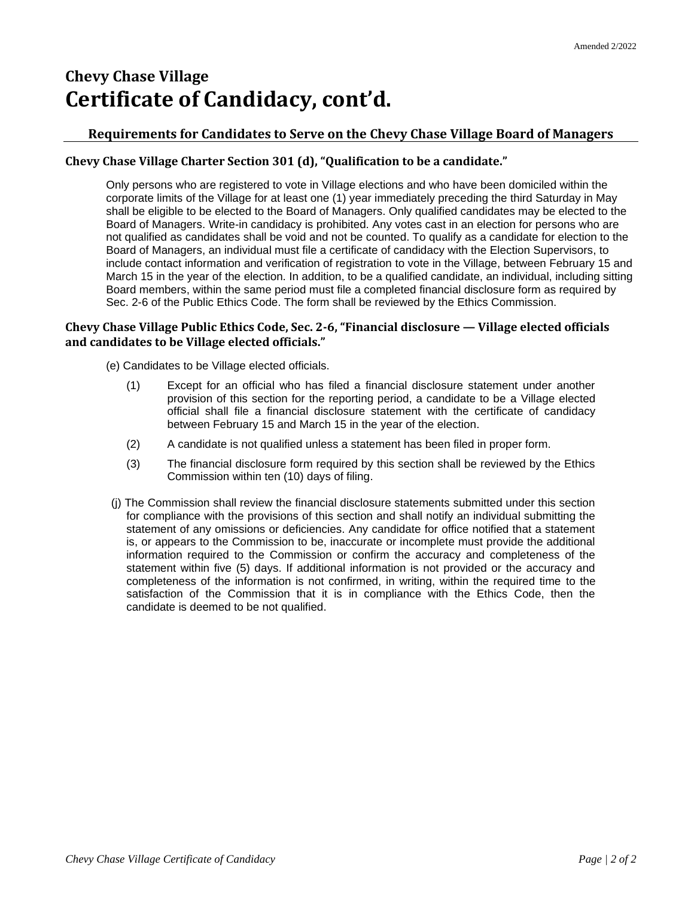# Chevy Chase Village
# Certificate of Candidacy, cont'd.

## Requirements for Candidates to Serve on the Chevy Chase Village Board of Managers

### Chevy Chase Village Charter Section 301 (d), "Qualification to be a candidate."

Only persons who are registered to vote in Village elections and who have been domiciled within the corporate limits of the Village for at least one (1) year immediately preceding the third Saturday in May shall be eligible to be elected to the Board of Managers. Only qualified candidates may be elected to the Board of Managers. Write-in candidacy is prohibited. Any votes cast in an election for persons who are not qualified as candidates shall be void and not be counted. To qualify as a candidate for election to the Board of Managers, an individual must file a certificate of candidacy with the Election Supervisors, to include contact information and verification of registration to vote in the Village, between February 15 and March 15 in the year of the election. In addition, to be a qualified candidate, an individual, including sitting Board members, within the same period must file a completed financial disclosure form as required by Sec. 2-6 of the Public Ethics Code. The form shall be reviewed by the Ethics Commission.

### Chevy Chase Village Public Ethics Code, Sec. 2-6, "Financial disclosure — Village elected officials and candidates to be Village elected officials."

(e) Candidates to be Village elected officials.

(1) Except for an official who has filed a financial disclosure statement under another provision of this section for the reporting period, a candidate to be a Village elected official shall file a financial disclosure statement with the certificate of candidacy between February 15 and March 15 in the year of the election.

(2) A candidate is not qualified unless a statement has been filed in proper form.

(3) The financial disclosure form required by this section shall be reviewed by the Ethics Commission within ten (10) days of filing.

(j) The Commission shall review the financial disclosure statements submitted under this section for compliance with the provisions of this section and shall notify an individual submitting the statement of any omissions or deficiencies. Any candidate for office notified that a statement is, or appears to the Commission to be, inaccurate or incomplete must provide the additional information required to the Commission or confirm the accuracy and completeness of the statement within five (5) days. If additional information is not provided or the accuracy and completeness of the information is not confirmed, in writing, within the required time to the satisfaction of the Commission that it is in compliance with the Ethics Code, then the candidate is deemed to be not qualified.